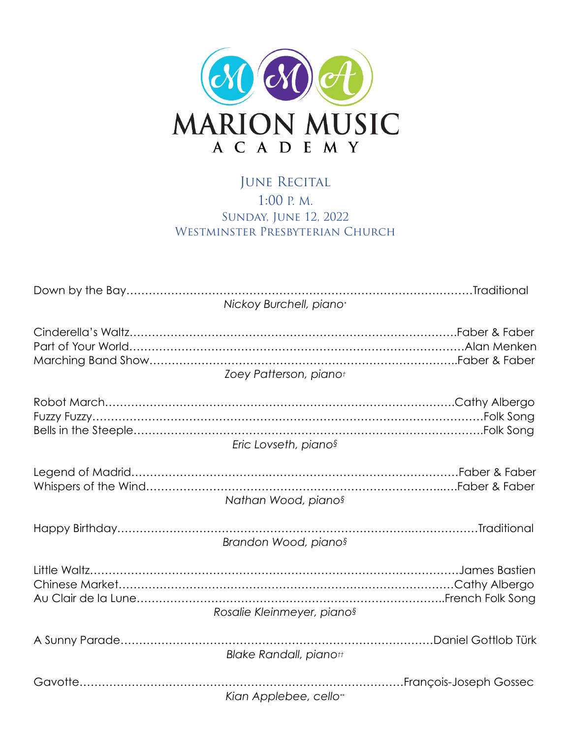# MARION MUSIC ACADEMY

## June Recital

1:00 P. M.

Sunday, June 12, 2022

Westminster Presbyterian Church

Down by the Bay……………………………………………………………………………Traditional

*Nickoy Burchell, piano**

Cinderella's Waltz……………………………………………………………………………Faber & Faber

Part of Your World……………………………………………………………………………Alan Menken

Marching Band Show……………………………………………………………………………Faber & Faber

*Zoey Patterson, piano†*

Robot March……………………………………………………………………………Cathy Albergo

Fuzzy Fuzzy……………………………………………………………………………Folk Song

Bells in the Steeple……………………………………………………………………………Folk Song

*Eric Lovseth, piano§*

Legend of Madrid……………………………………………………………………………Faber & Faber

Whispers of the Wind……………………………………………………………………………Faber & Faber

*Nathan Wood, piano§*

Happy Birthday……………………………………………………………………………Traditional

*Brandon Wood, piano§*

Little Waltz……………………………………………………………………………James Bastien

Chinese Market……………………………………………………………………………Cathy Albergo

Au Clair de la Lune……………………………………………………………………………French Folk Song

*Rosalie Kleinmeyer, piano§*

A Sunny Parade……………………………………………………………………………Daniel Gottlob Türk

*Blake Randall, piano††*

Gavotte……………………………………………………………………………François-Joseph Gossec

*Kian Applebee, cello***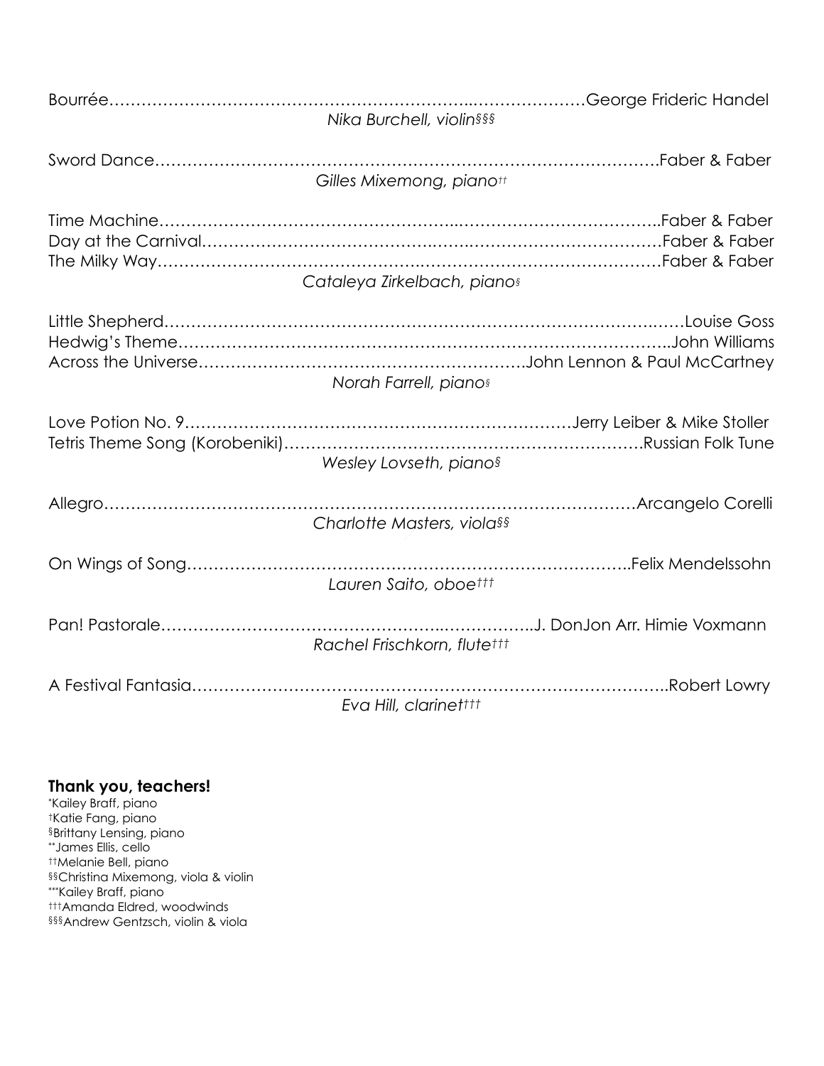Bourrée……………………………………………………………..…………………George Frideric Handel

*Nika Burchell, violin§§§*

Sword Dance………………………………………………………………………………….Faber & Faber

*Gilles Mixemong, piano††*

Time Machine………………………………………….………..…………….…………………..Faber & Faber
Day at the Carnival………………………………….…….….………………………………Faber & Faber
The Milky Way……………………………………….………………………………………Faber & Faber

*Cataleya Zirkelbach, piano§*

Little Shepherd……………………………………………………………………………….……Louise Goss
Hedwig's Theme……………………………………………………………………………..John Williams
Across the Universe…………………………………………………….John Lennon & Paul McCartney

*Norah Farrell, piano§*

Love Potion No. 9………………………………………………………………Jerry Leiber & Mike Stoller
Tetris Theme Song (Korobeniki)………………………………………………………….Russian Folk Tune

*Wesley Lovseth, piano§*

Allegro………………………………………………………………………………………Arcangelo Corelli

*Charlotte Masters, viola§§*

On Wings of Song………………………………………………………………………..Felix Mendelssohn

*Lauren Saito, oboe†††*

Pan! Pastorale…………………………………………..……………..J. DonJon Arr. Himie Voxmann

*Rachel Frischkorn, flute†††*

A Festival Fantasia…………………………………………………………………………..Robert Lowry

*Eva Hill, clarinet†††*

**Thank you, teachers!**

*Kailey Braff, piano
†Katie Fang, piano
§Brittany Lensing, piano
**James Ellis, cello
††Melanie Bell, piano
§§Christina Mixemong, viola & violin
***Kailey Braff, piano
†††Amanda Eldred, woodwinds
§§§Andrew Gentzsch, violin & viola